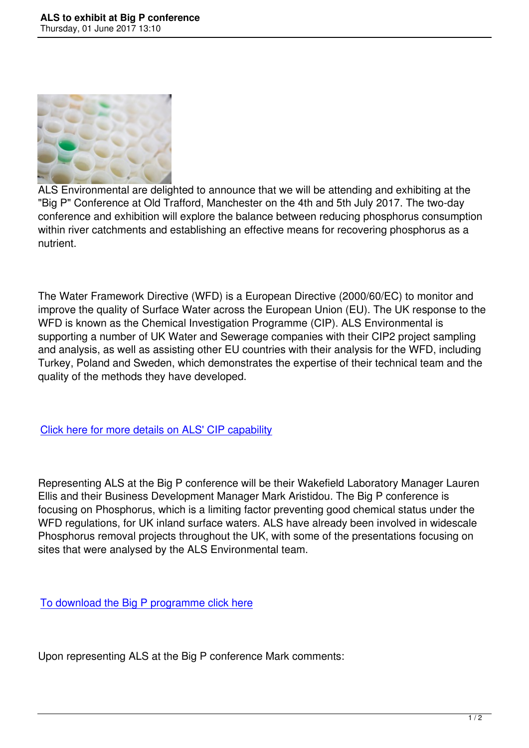ALS Environmental are delighted to announce that we will be attending and exhibiting at the "Big P" Conference at Old Trafford, Manchester on the 4th and 5th July 2017. The two-day conference and exhibition will explore the balance between reducing phosphorus consumption within river catchments and establishing an effective means for recovering phosphorus as a nutrient.

The Water Framework Directive (WFD) is a European Directive (2000/60/EC) to monitor and improve the quality of Surface Water across the European Union (EU). The UK response to the WFD is known as the Chemical Investigation Programme (CIP). ALS Environmental is supporting a number of UK Water and Sewerage companies with their CIP2 project sampling and analysis, as well as assisting other EU countries with their analysis for the WFD, including Turkey, Poland and Sweden, which demonstrates the expertise of their technical team and the quality of the methods they have developed.

Click here for more details on ALS' CIP capability

Representing ALS at the Big P conference will be their Wakefield Laboratory Manager Lauren Ellis and their Business Development Manager Mark Aristidou. The Big P conference is focusing on Phosphorus, which is a limiting factor preventing good chemical status under the WFD regulations, for UK inland surface waters. ALS have already been involved in widescale Phosphorus removal projects throughout the UK, with some of the presentations focusing on sites that were analysed by the ALS Environmental team.

To download the Big P programme click here

Upon representing ALS at the Big P conference Mark comments: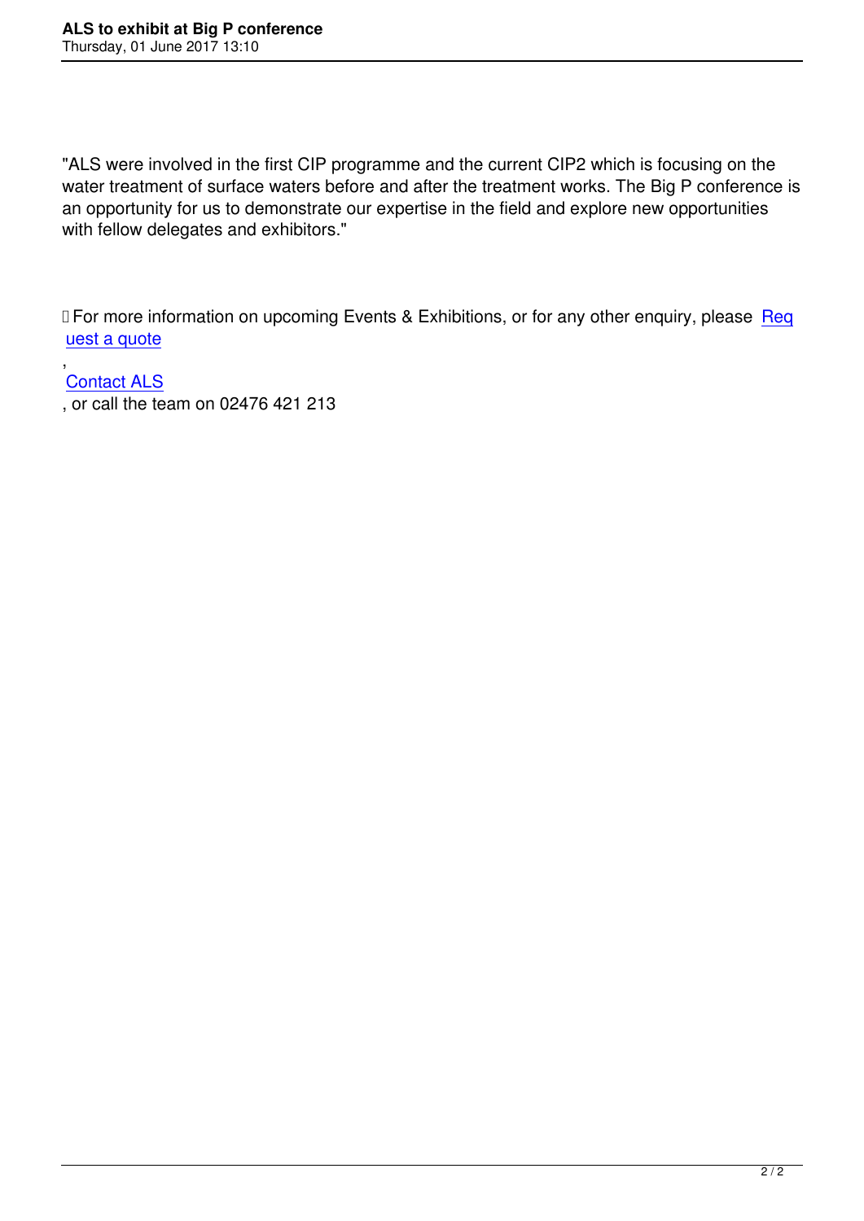"ALS were involved in the first CIP programme and the current CIP2 which is focusing on the water treatment of surface waters before and after the treatment works. The Big P conference is an opportunity for us to demonstrate our expertise in the field and explore new opportunities with fellow delegates and exhibitors."

For more information on upcoming Events & Exhibitions, or for any other enquiry, please Request a quote, Contact ALS, or call the team on 02476 421 213